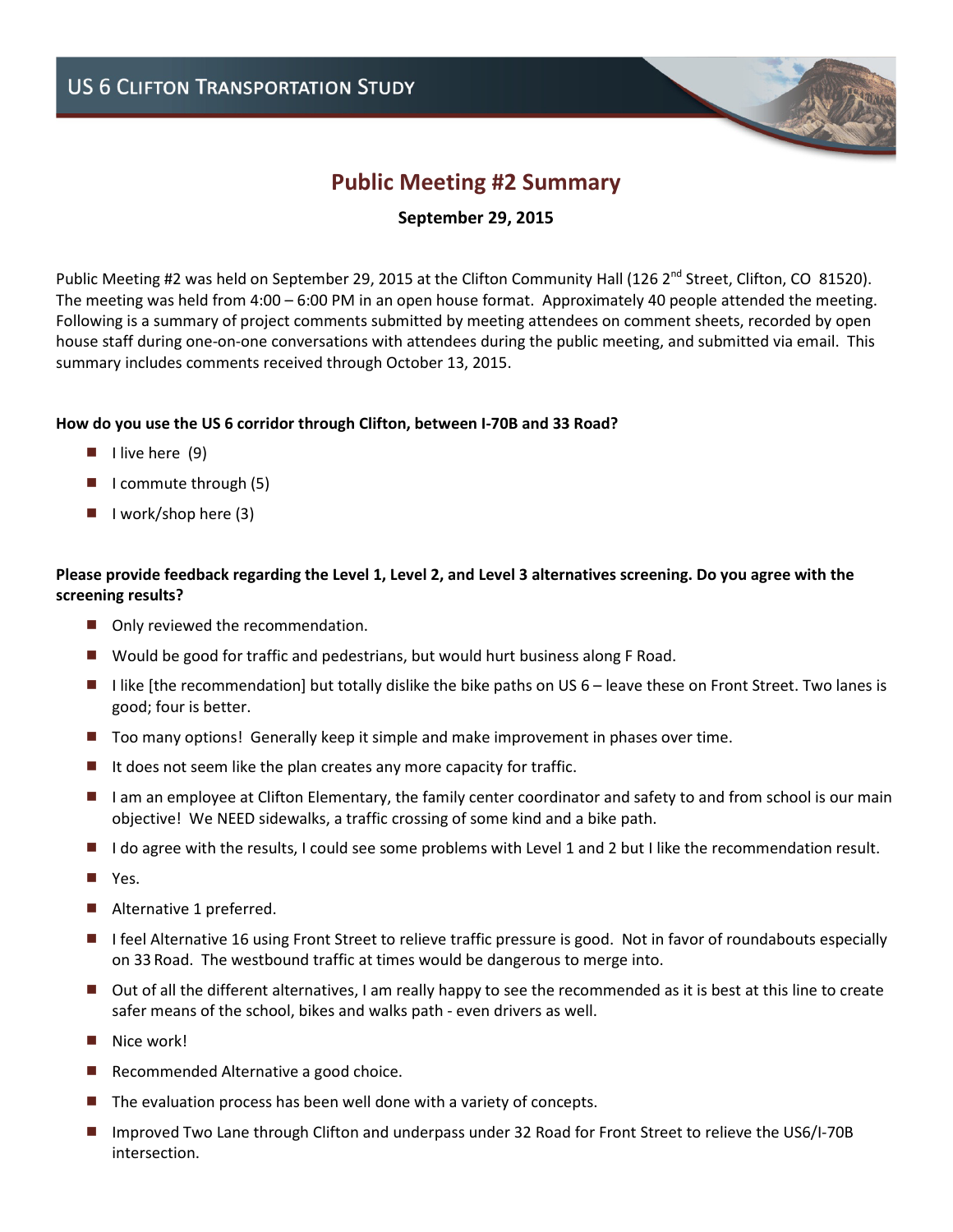# US 6 Clifton Transportation Study

## Public Meeting #2 Summary

**September 29, 2015**

Public Meeting #2 was held on September 29, 2015 at the Clifton Community Hall (126 2nd Street, Clifton, CO 81520). The meeting was held from 4:00 – 6:00 PM in an open house format. Approximately 40 people attended the meeting. Following is a summary of project comments submitted by meeting attendees on comment sheets, recorded by open house staff during one-on-one conversations with attendees during the public meeting, and submitted via email. This summary includes comments received through October 13, 2015.

**How do you use the US 6 corridor through Clifton, between I-70B and 33 Road?**

- I live here (9)
- I commute through (5)
- I work/shop here (3)

**Please provide feedback regarding the Level 1, Level 2, and Level 3 alternatives screening. Do you agree with the screening results?**

- Only reviewed the recommendation.
- Would be good for traffic and pedestrians, but would hurt business along F Road.
- I like [the recommendation] but totally dislike the bike paths on US 6 – leave these on Front Street. Two lanes is good; four is better.
- Too many options! Generally keep it simple and make improvement in phases over time.
- It does not seem like the plan creates any more capacity for traffic.
- I am an employee at Clifton Elementary, the family center coordinator and safety to and from school is our main objective! We NEED sidewalks, a traffic crossing of some kind and a bike path.
- I do agree with the results, I could see some problems with Level 1 and 2 but I like the recommendation result.
- Yes.
- Alternative 1 preferred.
- I feel Alternative 16 using Front Street to relieve traffic pressure is good. Not in favor of roundabouts especially on 33 Road. The westbound traffic at times would be dangerous to merge into.
- Out of all the different alternatives, I am really happy to see the recommended as it is best at this line to create safer means of the school, bikes and walks path - even drivers as well.
- Nice work!
- Recommended Alternative a good choice.
- The evaluation process has been well done with a variety of concepts.
- Improved Two Lane through Clifton and underpass under 32 Road for Front Street to relieve the US6/I-70B intersection.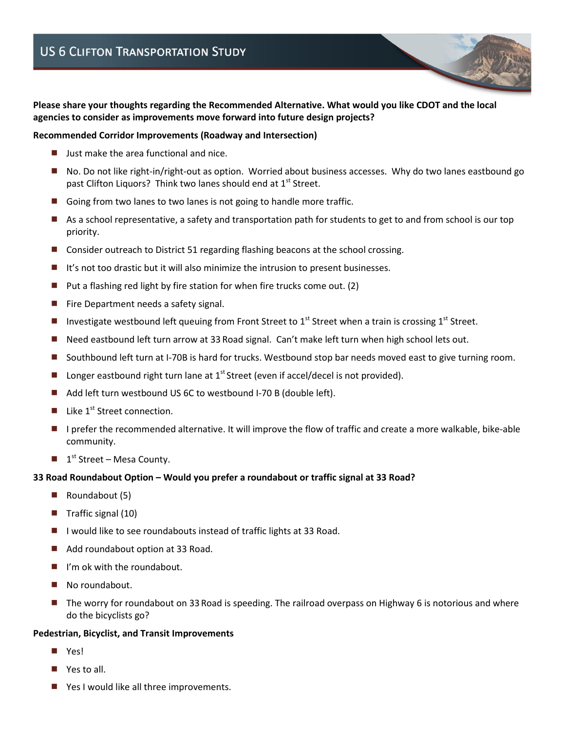**Please share your thoughts regarding the Recommended Alternative. What would you like CDOT and the local agencies to consider as improvements move forward into future design projects?**

**Recommended Corridor Improvements (Roadway and Intersection)**

- Just make the area functional and nice.
- No. Do not like right-in/right-out as option. Worried about business accesses. Why do two lanes eastbound go past Clifton Liquors? Think two lanes should end at 1st Street.
- Going from two lanes to two lanes is not going to handle more traffic.
- As a school representative, a safety and transportation path for students to get to and from school is our top priority.
- Consider outreach to District 51 regarding flashing beacons at the school crossing.
- It's not too drastic but it will also minimize the intrusion to present businesses.
- Put a flashing red light by fire station for when fire trucks come out. (2)
- Fire Department needs a safety signal.
- Investigate westbound left queuing from Front Street to 1st Street when a train is crossing 1st Street.
- Need eastbound left turn arrow at 33 Road signal. Can't make left turn when high school lets out.
- Southbound left turn at I-70B is hard for trucks. Westbound stop bar needs moved east to give turning room.
- Longer eastbound right turn lane at 1st Street (even if accel/decel is not provided).
- Add left turn westbound US 6C to westbound I-70 B (double left).
- Like 1st Street connection.
- I prefer the recommended alternative. It will improve the flow of traffic and create a more walkable, bike-able community.
- 1st Street – Mesa County.

**33 Road Roundabout Option – Would you prefer a roundabout or traffic signal at 33 Road?**

- Roundabout (5)
- Traffic signal (10)
- I would like to see roundabouts instead of traffic lights at 33 Road.
- Add roundabout option at 33 Road.
- I'm ok with the roundabout.
- No roundabout.
- The worry for roundabout on 33 Road is speeding. The railroad overpass on Highway 6 is notorious and where do the bicyclists go?

**Pedestrian, Bicyclist, and Transit Improvements**

- Yes!
- Yes to all.
- Yes I would like all three improvements.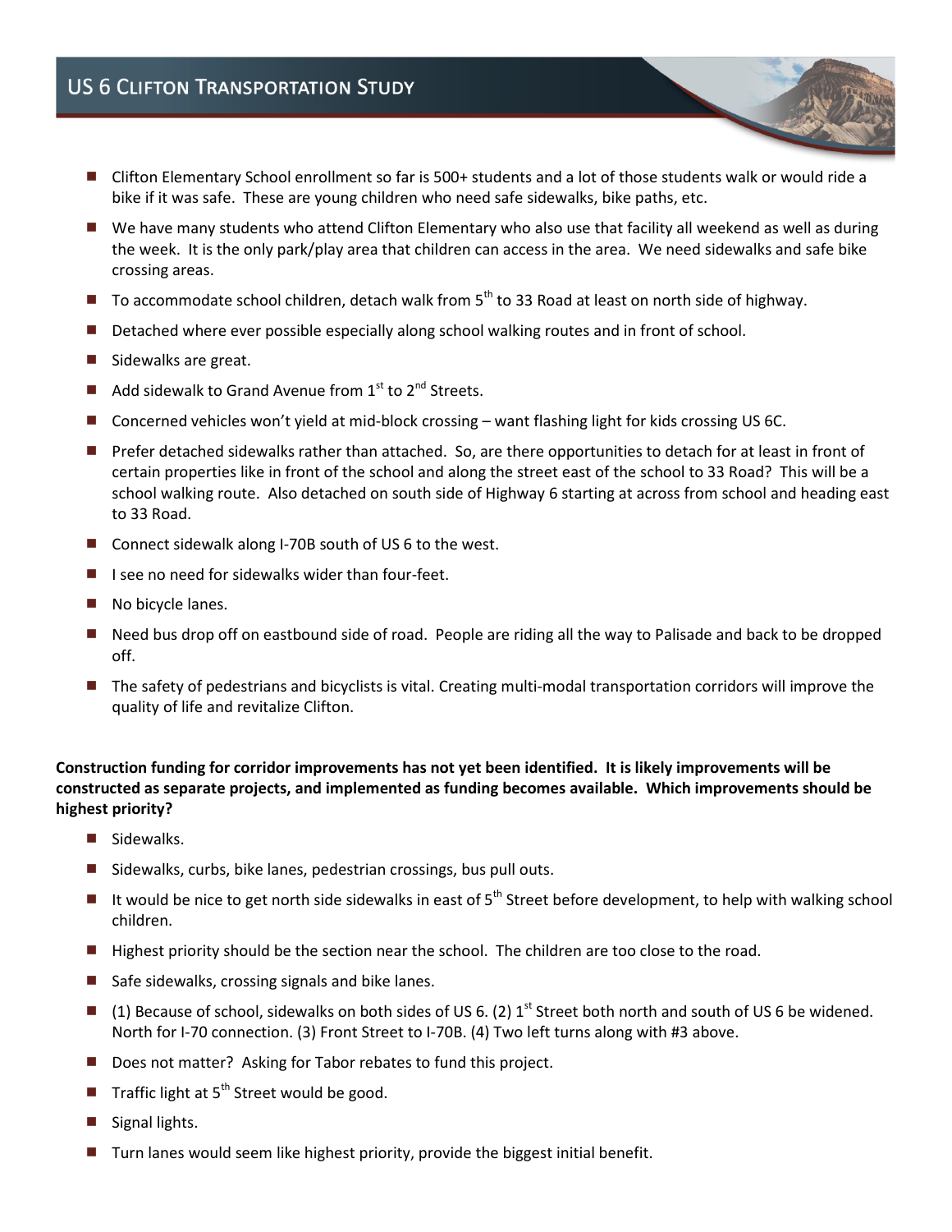- Clifton Elementary School enrollment so far is 500+ students and a lot of those students walk or would ride a bike if it was safe. These are young children who need safe sidewalks, bike paths, etc.
- We have many students who attend Clifton Elementary who also use that facility all weekend as well as during the week. It is the only park/play area that children can access in the area. We need sidewalks and safe bike crossing areas.
- To accommodate school children, detach walk from 5th to 33 Road at least on north side of highway.
- Detached where ever possible especially along school walking routes and in front of school.
- Sidewalks are great.
- Add sidewalk to Grand Avenue from 1st to 2nd Streets.
- Concerned vehicles won't yield at mid-block crossing – want flashing light for kids crossing US 6C.
- Prefer detached sidewalks rather than attached. So, are there opportunities to detach for at least in front of certain properties like in front of the school and along the street east of the school to 33 Road? This will be a school walking route. Also detached on south side of Highway 6 starting at across from school and heading east to 33 Road.
- Connect sidewalk along I-70B south of US 6 to the west.
- I see no need for sidewalks wider than four-feet.
- No bicycle lanes.
- Need bus drop off on eastbound side of road. People are riding all the way to Palisade and back to be dropped off.
- The safety of pedestrians and bicyclists is vital. Creating multi-modal transportation corridors will improve the quality of life and revitalize Clifton.

**Construction funding for corridor improvements has not yet been identified. It is likely improvements will be constructed as separate projects, and implemented as funding becomes available. Which improvements should be highest priority?**

- Sidewalks.
- Sidewalks, curbs, bike lanes, pedestrian crossings, bus pull outs.
- It would be nice to get north side sidewalks in east of 5th Street before development, to help with walking school children.
- Highest priority should be the section near the school. The children are too close to the road.
- Safe sidewalks, crossing signals and bike lanes.
- (1) Because of school, sidewalks on both sides of US 6. (2) 1st Street both north and south of US 6 be widened. North for I-70 connection. (3) Front Street to I-70B. (4) Two left turns along with #3 above.
- Does not matter? Asking for Tabor rebates to fund this project.
- Traffic light at 5th Street would be good.
- Signal lights.
- Turn lanes would seem like highest priority, provide the biggest initial benefit.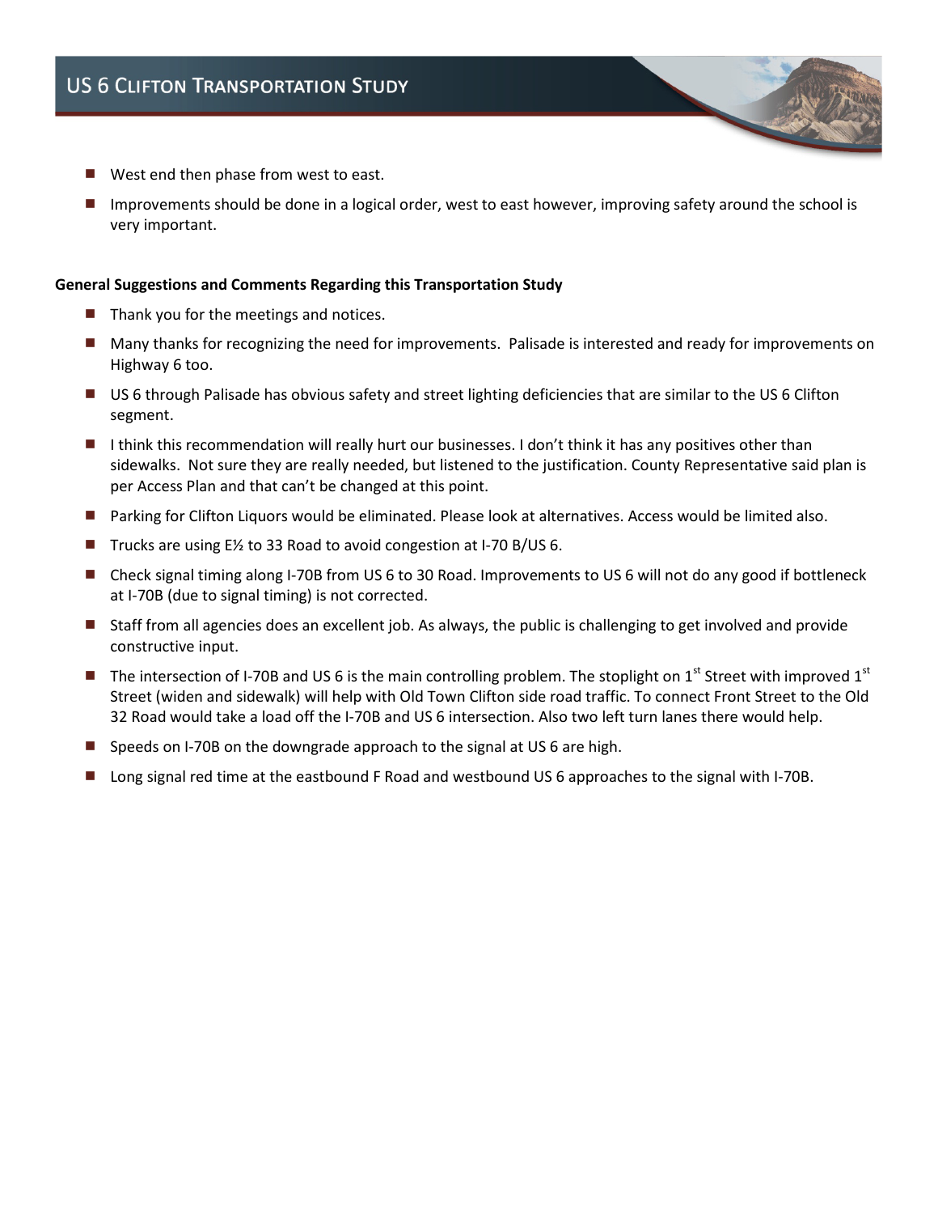- West end then phase from west to east.
- Improvements should be done in a logical order, west to east however, improving safety around the school is very important.

**General Suggestions and Comments Regarding this Transportation Study**

- Thank you for the meetings and notices.
- Many thanks for recognizing the need for improvements. Palisade is interested and ready for improvements on Highway 6 too.
- US 6 through Palisade has obvious safety and street lighting deficiencies that are similar to the US 6 Clifton segment.
- I think this recommendation will really hurt our businesses. I don't think it has any positives other than sidewalks. Not sure they are really needed, but listened to the justification. County Representative said plan is per Access Plan and that can't be changed at this point.
- Parking for Clifton Liquors would be eliminated. Please look at alternatives. Access would be limited also.
- Trucks are using E½ to 33 Road to avoid congestion at I-70 B/US 6.
- Check signal timing along I-70B from US 6 to 30 Road. Improvements to US 6 will not do any good if bottleneck at I-70B (due to signal timing) is not corrected.
- Staff from all agencies does an excellent job. As always, the public is challenging to get involved and provide constructive input.
- The intersection of I-70B and US 6 is the main controlling problem. The stoplight on 1st Street with improved 1st Street (widen and sidewalk) will help with Old Town Clifton side road traffic. To connect Front Street to the Old 32 Road would take a load off the I-70B and US 6 intersection. Also two left turn lanes there would help.
- Speeds on I-70B on the downgrade approach to the signal at US 6 are high.
- Long signal red time at the eastbound F Road and westbound US 6 approaches to the signal with I-70B.